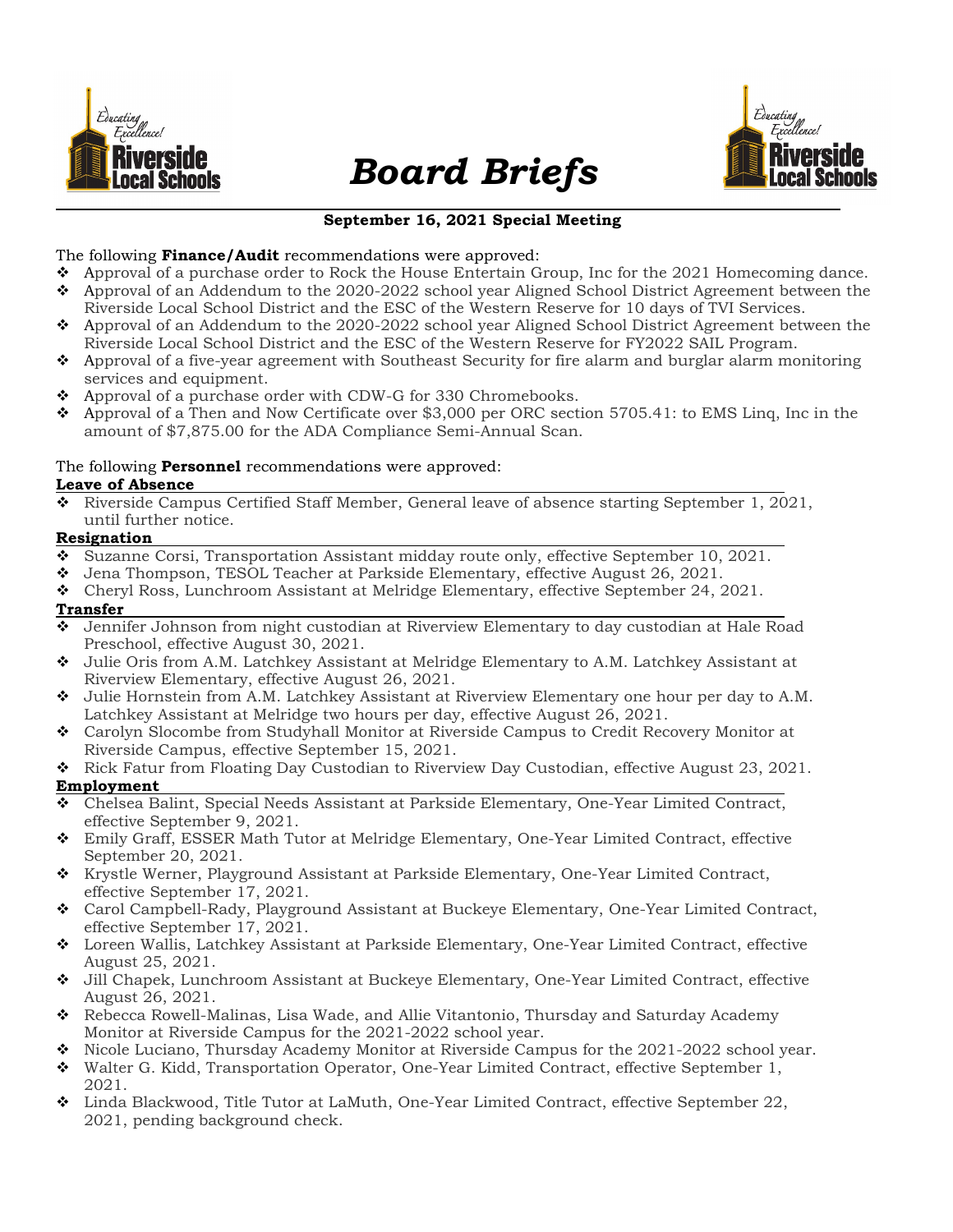# Board Briefs

**September 16, 2021 Special Meeting**

The following **Finance/Audit** recommendations were approved:

- Approval of a purchase order to Rock the House Entertain Group, Inc for the 2021 Homecoming dance.
- Approval of an Addendum to the 2020-2022 school year Aligned School District Agreement between the Riverside Local School District and the ESC of the Western Reserve for 10 days of TVI Services.
- Approval of an Addendum to the 2020-2022 school year Aligned School District Agreement between the Riverside Local School District and the ESC of the Western Reserve for FY2022 SAIL Program.
- Approval of a five-year agreement with Southeast Security for fire alarm and burglar alarm monitoring services and equipment.
- Approval of a purchase order with CDW-G for 330 Chromebooks.
- Approval of a Then and Now Certificate over $3,000 per ORC section 5705.41: to EMS Linq, Inc in the amount of $7,875.00 for the ADA Compliance Semi-Annual Scan.

The following **Personnel** recommendations were approved:

**Leave of Absence**

- Riverside Campus Certified Staff Member, General leave of absence starting September 1, 2021, until further notice.

**Resignation**

- Suzanne Corsi, Transportation Assistant midday route only, effective September 10, 2021.
- Jena Thompson, TESOL Teacher at Parkside Elementary, effective August 26, 2021.
- Cheryl Ross, Lunchroom Assistant at Melridge Elementary, effective September 24, 2021.

**Transfer**

- Jennifer Johnson from night custodian at Riverview Elementary to day custodian at Hale Road Preschool, effective August 30, 2021.
- Julie Oris from A.M. Latchkey Assistant at Melridge Elementary to A.M. Latchkey Assistant at Riverview Elementary, effective August 26, 2021.
- Julie Hornstein from A.M. Latchkey Assistant at Riverview Elementary one hour per day to A.M. Latchkey Assistant at Melridge two hours per day, effective August 26, 2021.
- Carolyn Slocombe from Studyhall Monitor at Riverside Campus to Credit Recovery Monitor at Riverside Campus, effective September 15, 2021.
- Rick Fatur from Floating Day Custodian to Riverview Day Custodian, effective August 23, 2021.

**Employment**

- Chelsea Balint, Special Needs Assistant at Parkside Elementary, One-Year Limited Contract, effective September 9, 2021.
- Emily Graff, ESSER Math Tutor at Melridge Elementary, One-Year Limited Contract, effective September 20, 2021.
- Krystle Werner, Playground Assistant at Parkside Elementary, One-Year Limited Contract, effective September 17, 2021.
- Carol Campbell-Rady, Playground Assistant at Buckeye Elementary, One-Year Limited Contract, effective September 17, 2021.
- Loreen Wallis, Latchkey Assistant at Parkside Elementary, One-Year Limited Contract, effective August 25, 2021.
- Jill Chapek, Lunchroom Assistant at Buckeye Elementary, One-Year Limited Contract, effective August 26, 2021.
- Rebecca Rowell-Malinas, Lisa Wade, and Allie Vitantonio, Thursday and Saturday Academy Monitor at Riverside Campus for the 2021-2022 school year.
- Nicole Luciano, Thursday Academy Monitor at Riverside Campus for the 2021-2022 school year.
- Walter G. Kidd, Transportation Operator, One-Year Limited Contract, effective September 1, 2021.
- Linda Blackwood, Title Tutor at LaMuth, One-Year Limited Contract, effective September 22, 2021, pending background check.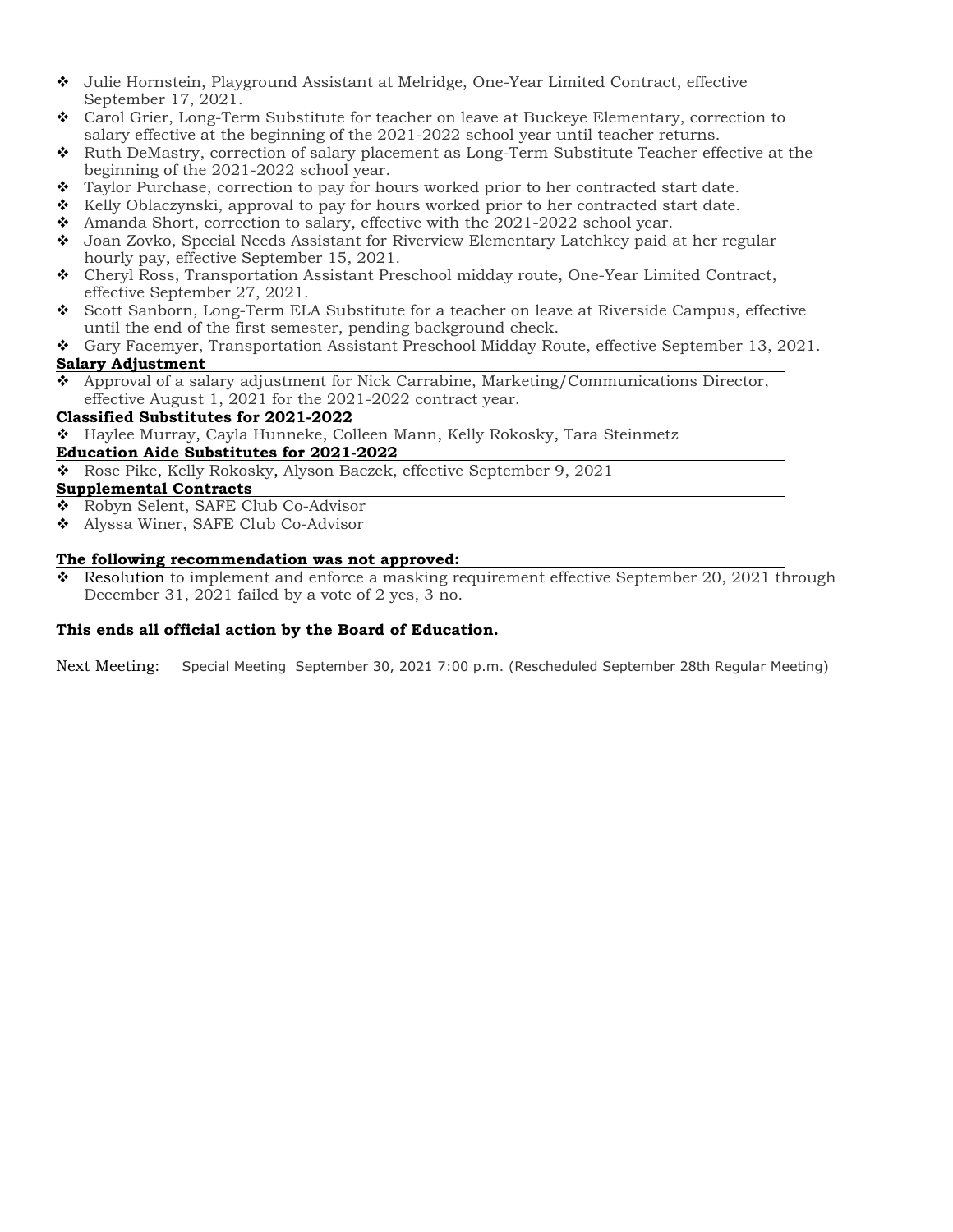- Julie Hornstein, Playground Assistant at Melridge, One-Year Limited Contract, effective September 17, 2021.
- Carol Grier, Long-Term Substitute for teacher on leave at Buckeye Elementary, correction to salary effective at the beginning of the 2021-2022 school year until teacher returns.
- Ruth DeMastry, correction of salary placement as Long-Term Substitute Teacher effective at the beginning of the 2021-2022 school year.
- Taylor Purchase, correction to pay for hours worked prior to her contracted start date.
- Kelly Oblaczynski, approval to pay for hours worked prior to her contracted start date.
- Amanda Short, correction to salary, effective with the 2021-2022 school year.
- Joan Zovko, Special Needs Assistant for Riverview Elementary Latchkey paid at her regular hourly pay, effective September 15, 2021.
- Cheryl Ross, Transportation Assistant Preschool midday route, One-Year Limited Contract, effective September 27, 2021.
- Scott Sanborn, Long-Term ELA Substitute for a teacher on leave at Riverside Campus, effective until the end of the first semester, pending background check.
- Gary Facemyer, Transportation Assistant Preschool Midday Route, effective September 13, 2021.

**Salary Adjustment**

- Approval of a salary adjustment for Nick Carrabine, Marketing/Communications Director, effective August 1, 2021 for the 2021-2022 contract year.

**Classified Substitutes for 2021-2022**

- Haylee Murray, Cayla Hunneke, Colleen Mann, Kelly Rokosky, Tara Steinmetz

**Education Aide Substitutes for 2021-2022**

- Rose Pike, Kelly Rokosky, Alyson Baczek, effective September 9, 2021

**Supplemental Contracts**

- Robyn Selent, SAFE Club Co-Advisor
- Alyssa Winer, SAFE Club Co-Advisor

**The following recommendation was not approved:**

- Resolution to implement and enforce a masking requirement effective September 20, 2021 through December 31, 2021 failed by a vote of 2 yes, 3 no.

**This ends all official action by the Board of Education.**

Next Meeting: Special Meeting September 30, 2021 7:00 p.m. (Rescheduled September 28th Regular Meeting)